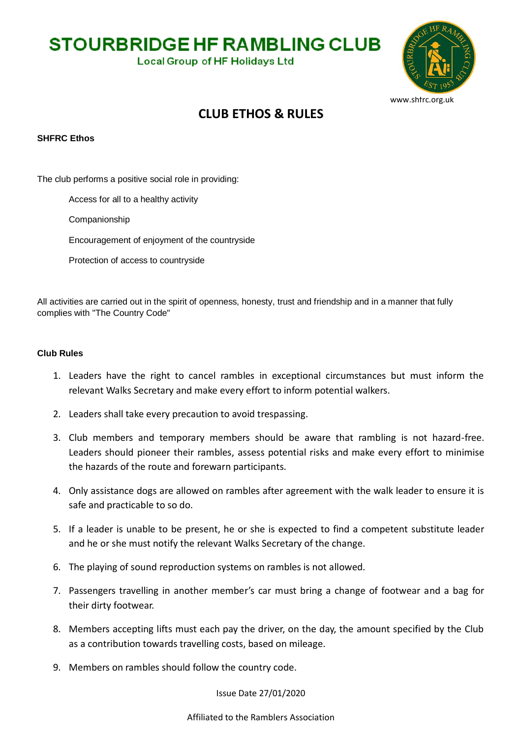# STOURBRIDGE HF RAMBLING CLUB

Local Group of HF Holidays Ltd

www.shfrc.org.uk

## CLUB ETHOS & RULES

### SHFRC Ethos

The club performs a positive social role in providing:

- Access for all to a healthy activity
- Companionship
- Encouragement of enjoyment of the countryside
- Protection of access to countryside

All activities are carried out in the spirit of openness, honesty, trust and friendship and in a manner that fully complies with "The Country Code"

### Club Rules

1. Leaders have the right to cancel rambles in exceptional circumstances but must inform the relevant Walks Secretary and make every effort to inform potential walkers.
2. Leaders shall take every precaution to avoid trespassing.
3. Club members and temporary members should be aware that rambling is not hazard-free. Leaders should pioneer their rambles, assess potential risks and make every effort to minimise the hazards of the route and forewarn participants.
4. Only assistance dogs are allowed on rambles after agreement with the walk leader to ensure it is safe and practicable to so do.
5. If a leader is unable to be present, he or she is expected to find a competent substitute leader and he or she must notify the relevant Walks Secretary of the change.
6. The playing of sound reproduction systems on rambles is not allowed.
7. Passengers travelling in another member's car must bring a change of footwear and a bag for their dirty footwear.
8. Members accepting lifts must each pay the driver, on the day, the amount specified by the Club as a contribution towards travelling costs, based on mileage.
9. Members on rambles should follow the country code.

Issue Date 27/01/2020

Affiliated to the Ramblers Association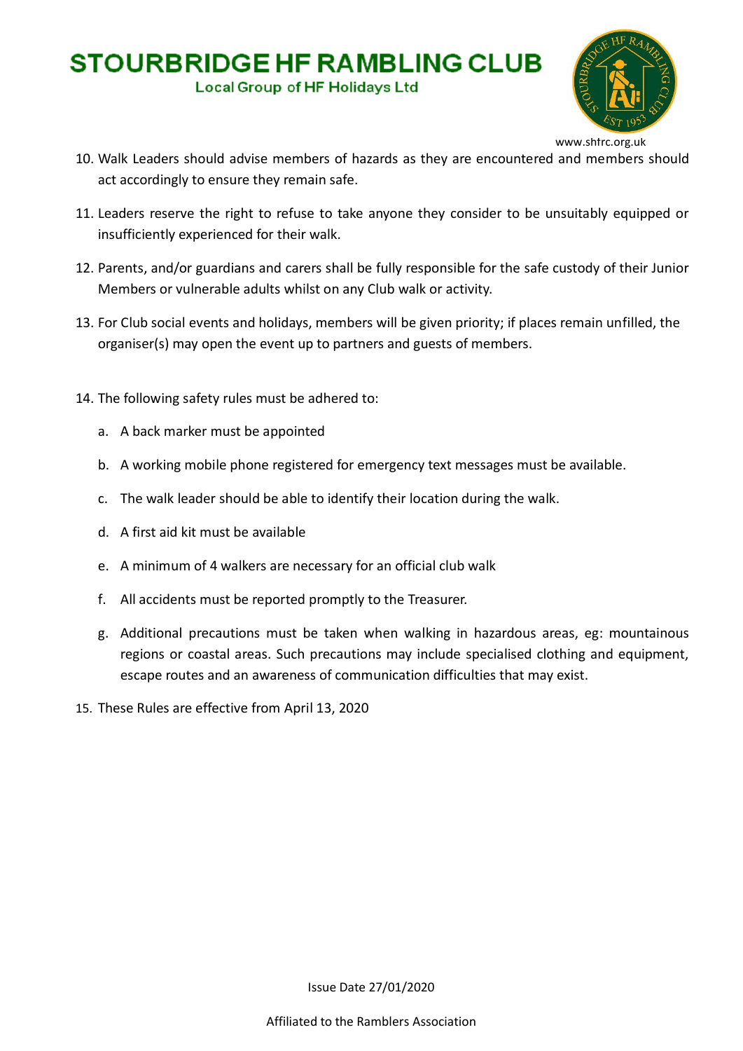10. Walk Leaders should advise members of hazards as they are encountered and members should act accordingly to ensure they remain safe.

11. Leaders reserve the right to refuse to take anyone they consider to be unsuitably equipped or insufficiently experienced for their walk.

12. Parents, and/or guardians and carers shall be fully responsible for the safe custody of their Junior Members or vulnerable adults whilst on any Club walk or activity.

13. For Club social events and holidays, members will be given priority; if places remain unfilled, the organiser(s) may open the event up to partners and guests of members.

14. The following safety rules must be adhered to:

    a. A back marker must be appointed

    b. A working mobile phone registered for emergency text messages must be available.

    c. The walk leader should be able to identify their location during the walk.

    d. A first aid kit must be available

    e. A minimum of 4 walkers are necessary for an official club walk

    f. All accidents must be reported promptly to the Treasurer.

    g. Additional precautions must be taken when walking in hazardous areas, eg: mountainous regions or coastal areas. Such precautions may include specialised clothing and equipment, escape routes and an awareness of communication difficulties that may exist.

15. These Rules are effective from April 13, 2020

Issue Date 27/01/2020